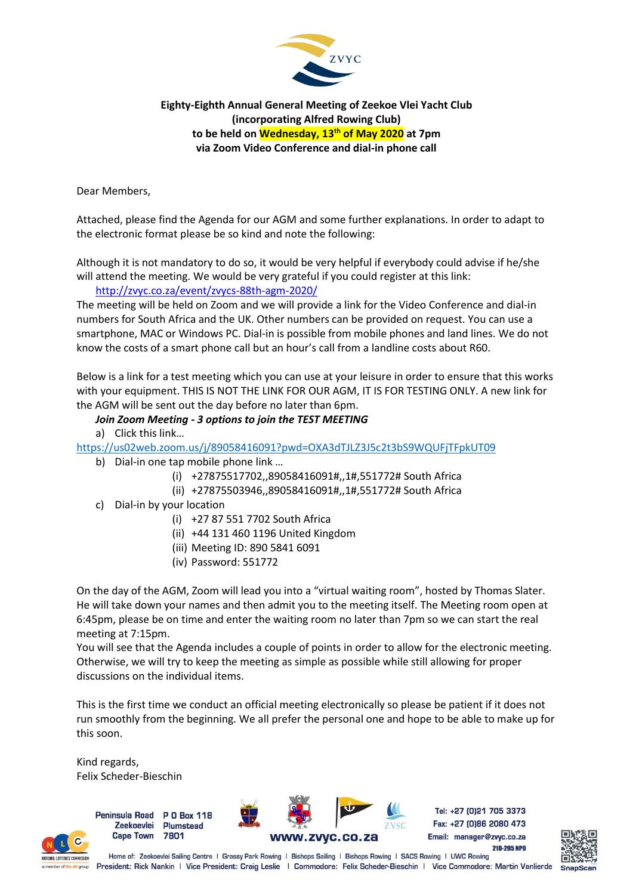**Eighty-Eighth Annual General Meeting of Zeekoe Vlei Yacht Club**
**(incorporating Alfred Rowing Club)**
**to be held on Wednesday, 13th of May 2020 at 7pm**
**via Zoom Video Conference and dial-in phone call**

Dear Members,

Attached, please find the Agenda for our AGM and some further explanations. In order to adapt to the electronic format please be so kind and note the following:

Although it is not mandatory to do so, it would be very helpful if everybody could advise if he/she will attend the meeting. We would be very grateful if you could register at this link:
http://zvyc.co.za/event/zvycs-88th-agm-2020/

The meeting will be held on Zoom and we will provide a link for the Video Conference and dial-in numbers for South Africa and the UK. Other numbers can be provided on request. You can use a smartphone, MAC or Windows PC. Dial-in is possible from mobile phones and land lines. We do not know the costs of a smart phone call but an hour's call from a landline costs about R60.

Below is a link for a test meeting which you can use at your leisure in order to ensure that this works with your equipment. THIS IS NOT THE LINK FOR OUR AGM, IT IS FOR TESTING ONLY. A new link for the AGM will be sent out the day before no later than 6pm.

***Join Zoom Meeting - 3 options to join the TEST MEETING***

a) Click this link…
https://us02web.zoom.us/j/89058416091?pwd=OXA3dTJLZ3J5c2t3bS9WQUFjTFpkUT09

b) Dial-in one tap mobile phone link …
   (i) +27875517702,,89058416091#,,1#,551772# South Africa
   (ii) +27875503946,,89058416091#,,1#,551772# South Africa

c) Dial-in by your location
   (i) +27 87 551 7702 South Africa
   (ii) +44 131 460 1196 United Kingdom
   (iii) Meeting ID: 890 5841 6091
   (iv) Password: 551772

On the day of the AGM, Zoom will lead you into a "virtual waiting room", hosted by Thomas Slater. He will take down your names and then admit you to the meeting itself. The Meeting room open at 6:45pm, please be on time and enter the waiting room no later than 7pm so we can start the real meeting at 7:15pm.

You will see that the Agenda includes a couple of points in order to allow for the electronic meeting. Otherwise, we will try to keep the meeting as simple as possible while still allowing for proper discussions on the individual items.

This is the first time we conduct an official meeting electronically so please be patient if it does not run smoothly from the beginning. We all prefer the personal one and hope to be able to make up for this soon.

Kind regards,
Felix Scheder-Bieschin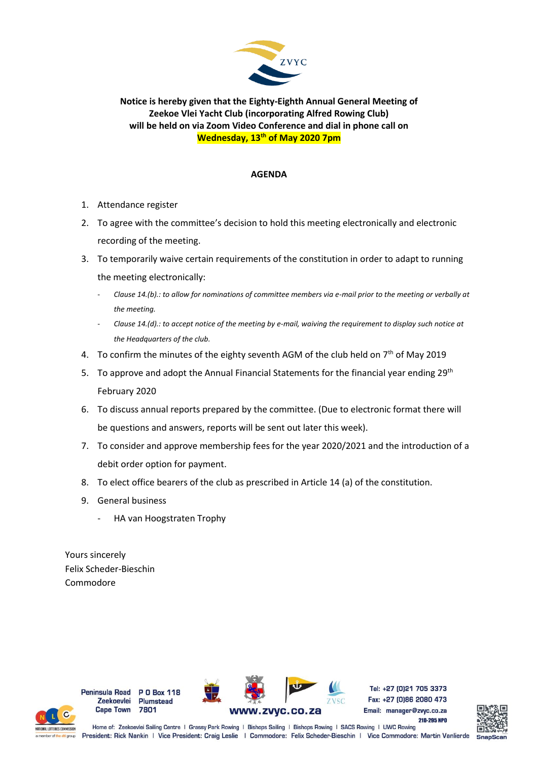**Notice is hereby given that the Eighty-Eighth Annual General Meeting of Zeekoe Vlei Yacht Club (incorporating Alfred Rowing Club) will be held on via Zoom Video Conference and dial in phone call on Wednesday, 13th of May 2020 7pm**

**AGENDA**

1. Attendance register
2. To agree with the committee's decision to hold this meeting electronically and electronic recording of the meeting.
3. To temporarily waive certain requirements of the constitution in order to adapt to running the meeting electronically:
   - *Clause 14.(b).: to allow for nominations of committee members via e-mail prior to the meeting or verbally at the meeting.*
   - *Clause 14.(d).: to accept notice of the meeting by e-mail, waiving the requirement to display such notice at the Headquarters of the club.*
4. To confirm the minutes of the eighty seventh AGM of the club held on 7th of May 2019
5. To approve and adopt the Annual Financial Statements for the financial year ending 29th February 2020
6. To discuss annual reports prepared by the committee. (Due to electronic format there will be questions and answers, reports will be sent out later this week).
7. To consider and approve membership fees for the year 2020/2021 and the introduction of a debit order option for payment.
8. To elect office bearers of the club as prescribed in Article 14 (a) of the constitution.
9. General business
   - HA van Hoogstraten Trophy

Yours sincerely
Felix Scheder-Bieschin
Commodore

Peninsula Road Zeekoevlei Cape Town | P O Box 118 Plumstead 7801

www.zvyc.co.za

Tel: +27 (0)21 705 3373
Fax: +27 (0)86 2080 473
Email: manager@zvyc.co.za
210-295 NPO

Home of: Zeekoevlei Sailing Centre | Grassy Park Rowing | Bishops Sailing | Bishops Rowing | SACS Rowing | UWC Rowing

President: Rick Nankin | Vice President: Craig Leslie | Commodore: Felix Scheder-Bieschin | Vice Commodore: Martin Vanlierde